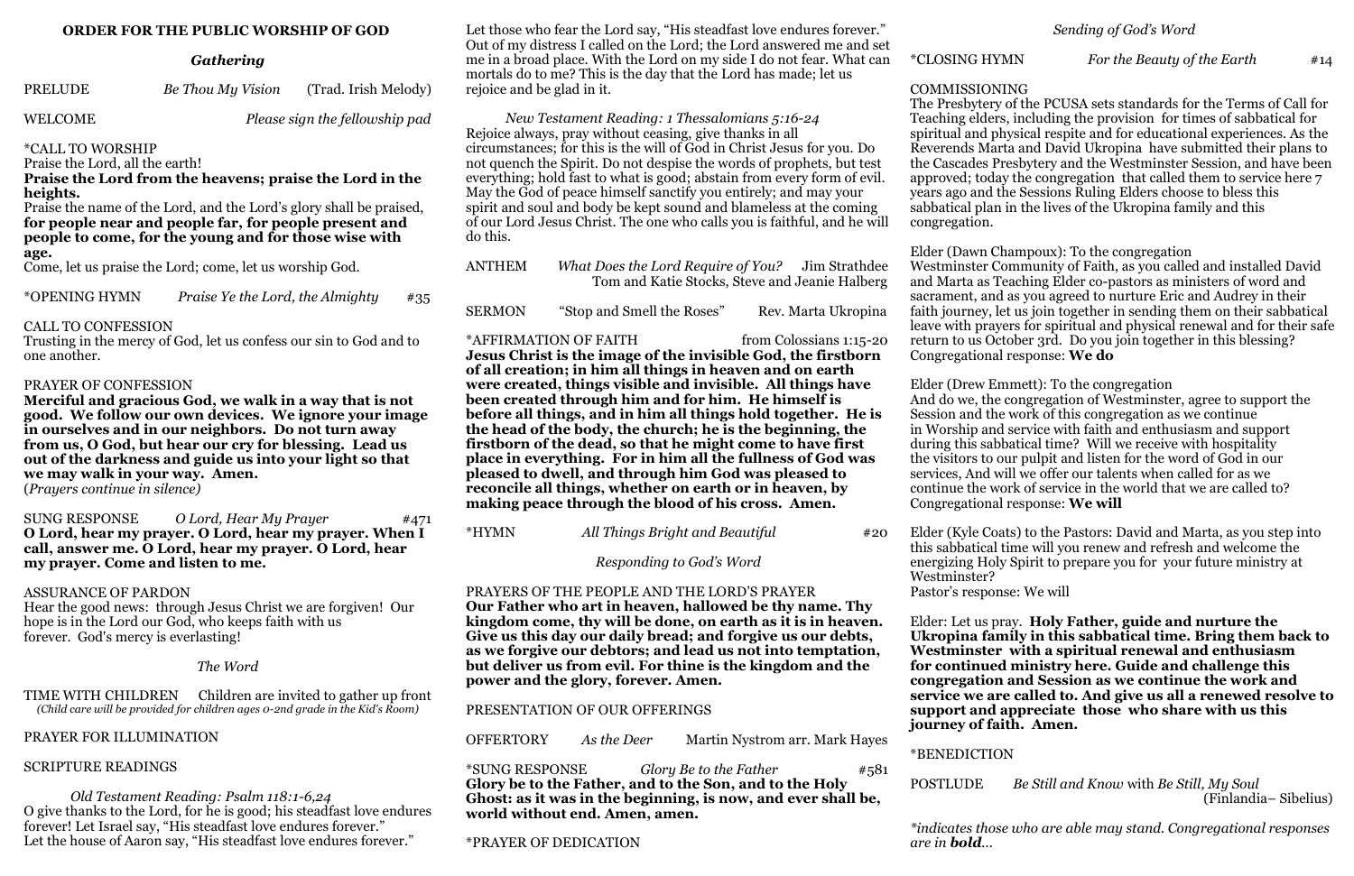## ORDER FOR THE PUBLIC WORSHIP OF GOD

### *Gathering*

PRELUDE *Be Thou My Vision* (Trad. Irish Melody)

WELCOME *Please sign the fellowship pad*

*CALL TO WORSHIP

Praise the Lord, all the earth!

**Praise the Lord from the heavens; praise the Lord in the heights.**

Praise the name of the Lord, and the Lord's glory shall be praised, **for people near and people far, for people present and people to come, for the young and for those wise with age.**

Come, let us praise the Lord; come, let us worship God.

*OPENING HYMN *Praise Ye the Lord, the Almighty* #35

CALL TO CONFESSION

Trusting in the mercy of God, let us confess our sin to God and to one another.

PRAYER OF CONFESSION

**Merciful and gracious God, we walk in a way that is not good. We follow our own devices. We ignore your image in ourselves and in our neighbors. Do not turn away from us, O God, but hear our cry for blessing. Lead us out of the darkness and guide us into your light so that we may walk in your way. Amen.**

(*Prayers continue in silence*)

SUNG RESPONSE *O Lord, Hear My Prayer* #471

**O Lord, hear my prayer. O Lord, hear my prayer. When I call, answer me. O Lord, hear my prayer. O Lord, hear my prayer. Come and listen to me.**

ASSURANCE OF PARDON

Hear the good news: through Jesus Christ we are forgiven! Our hope is in the Lord our God, who keeps faith with us forever. God's mercy is everlasting!

### *The Word*

TIME WITH CHILDREN Children are invited to gather up front

*(Child care will be provided for children ages 0-2nd grade in the Kid's Room)*

PRAYER FOR ILLUMINATION

SCRIPTURE READINGS

*Old Testament Reading: Psalm 118:1-6,24*

O give thanks to the Lord, for he is good; his steadfast love endures forever! Let Israel say, "His steadfast love endures forever." Let the house of Aaron say, "His steadfast love endures forever." Let those who fear the Lord say, "His steadfast love endures forever." Out of my distress I called on the Lord; the Lord answered me and set me in a broad place. With the Lord on my side I do not fear. What can mortals do to me? This is the day that the Lord has made; let us rejoice and be glad in it.

*New Testament Reading: 1 Thessalonians 5:16-24*

Rejoice always, pray without ceasing, give thanks in all circumstances; for this is the will of God in Christ Jesus for you. Do not quench the Spirit. Do not despise the words of prophets, but test everything; hold fast to what is good; abstain from every form of evil. May the God of peace himself sanctify you entirely; and may your spirit and soul and body be kept sound and blameless at the coming of our Lord Jesus Christ. The one who calls you is faithful, and he will do this.

ANTHEM *What Does the Lord Require of You?* Jim Strathdee
Tom and Katie Stocks, Steve and Jeanie Halberg

SERMON "Stop and Smell the Roses" Rev. Marta Ukropina

*AFFIRMATION OF FAITH from Colossians 1:15-20

**Jesus Christ is the image of the invisible God, the firstborn of all creation; in him all things in heaven and on earth were created, things visible and invisible. All things have been created through him and for him. He himself is before all things, and in him all things hold together. He is the head of the body, the church; he is the beginning, the firstborn of the dead, so that he might come to have first place in everything. For in him all the fullness of God was pleased to dwell, and through him God was pleased to reconcile all things, whether on earth or in heaven, by making peace through the blood of his cross. Amen.**

*HYMN *All Things Bright and Beautiful* #20

### *Responding to God's Word*

PRAYERS OF THE PEOPLE AND THE LORD'S PRAYER

**Our Father who art in heaven, hallowed be thy name. Thy kingdom come, thy will be done, on earth as it is in heaven. Give us this day our daily bread; and forgive us our debts, as we forgive our debtors; and lead us not into temptation, but deliver us from evil. For thine is the kingdom and the power and the glory, forever. Amen.**

PRESENTATION OF OUR OFFERINGS

OFFERTORY *As the Deer* Martin Nystrom arr. Mark Hayes

*SUNG RESPONSE *Glory Be to the Father* #581

**Glory be to the Father, and to the Son, and to the Holy Ghost: as it was in the beginning, is now, and ever shall be, world without end. Amen, amen.**

*PRAYER OF DEDICATION

### *Sending of God's Word*

*CLOSING HYMN *For the Beauty of the Earth* #14

COMMISSIONING

The Presbytery of the PCUSA sets standards for the Terms of Call for Teaching elders, including the provision for times of sabbatical for spiritual and physical respite and for educational experiences. As the Reverends Marta and David Ukropina have submitted their plans to the Cascades Presbytery and the Westminster Session, and have been approved; today the congregation that called them to service here 7 years ago and the Sessions Ruling Elders choose to bless this sabbatical plan in the lives of the Ukropina family and this congregation.

Elder (Dawn Champoux): To the congregation

Westminster Community of Faith, as you called and installed David and Marta as Teaching Elder co-pastors as ministers of word and sacrament, and as you agreed to nurture Eric and Audrey in their faith journey, let us join together in sending them on their sabbatical leave with prayers for spiritual and physical renewal and for their safe return to us October 3rd. Do you join together in this blessing?

Congregational response: **We do**

Elder (Drew Emmett): To the congregation

And do we, the congregation of Westminster, agree to support the Session and the work of this congregation as we continue in Worship and service with faith and enthusiasm and support during this sabbatical time? Will we receive with hospitality the visitors to our pulpit and listen for the word of God in our services, And will we offer our talents when called for as we continue the work of service in the world that we are called to?

Congregational response: **We will**

Elder (Kyle Coats) to the Pastors: David and Marta, as you step into this sabbatical time will you renew and refresh and welcome the energizing Holy Spirit to prepare you for your future ministry at Westminster?

Pastor's response: We will

Elder: Let us pray. **Holy Father, guide and nurture the Ukropina family in this sabbatical time. Bring them back to Westminster with a spiritual renewal and enthusiasm for continued ministry here. Guide and challenge this congregation and Session as we continue the work and service we are called to. And give us all a renewed resolve to support and appreciate those who share with us this journey of faith. Amen.**

*BENEDICTION

POSTLUDE *Be Still and Know* with *Be Still, My Soul*
(Finlandia– Sibelius)

**indicates those who are able may stand. Congregational responses are in* ***bold****...*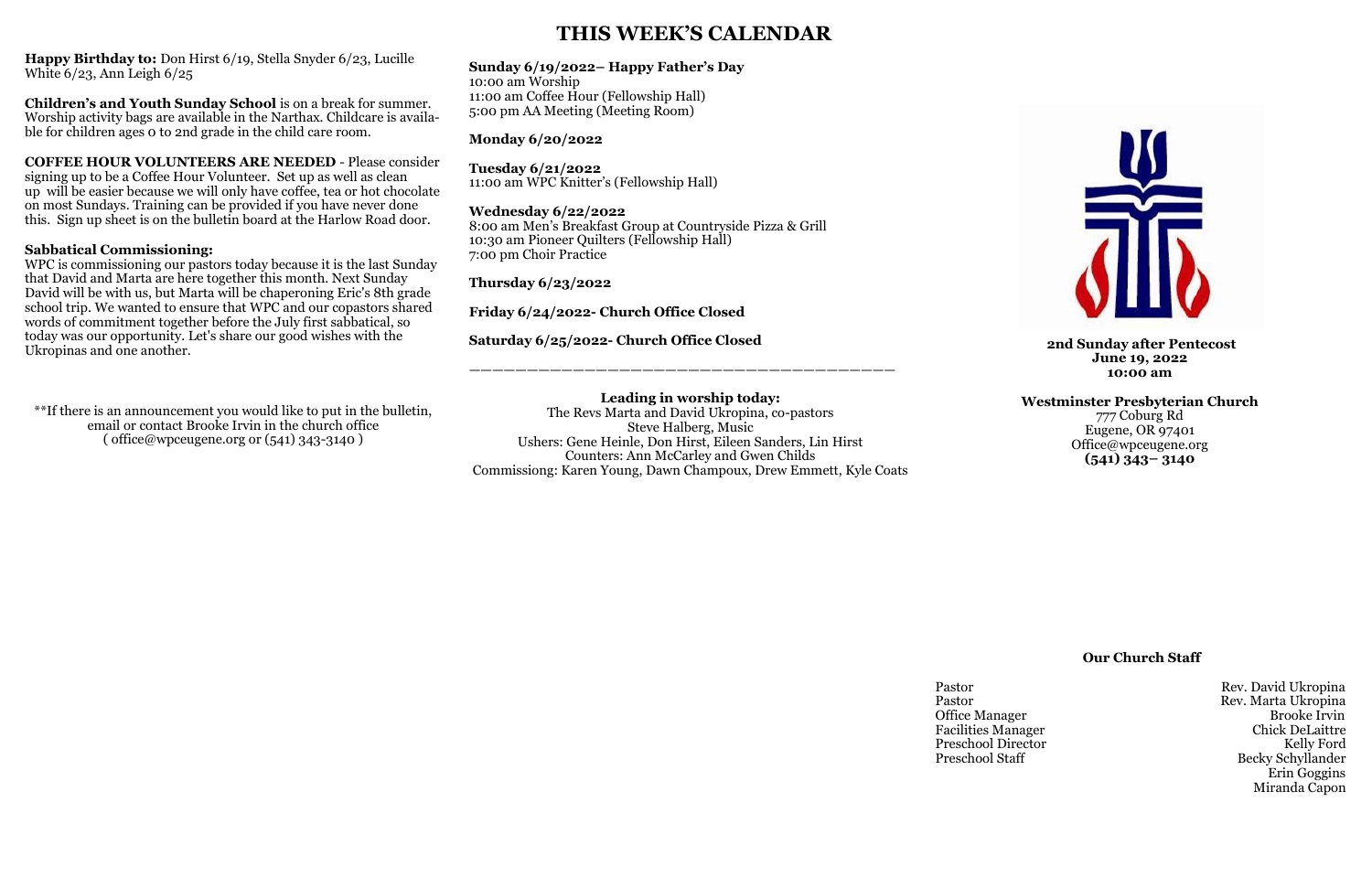**Happy Birthday to:** Don Hirst 6/19, Stella Snyder 6/23, Lucille White 6/23, Ann Leigh 6/25

**Children's and Youth Sunday School** is on a break for summer. Worship activity bags are available in the Narthax. Childcare is available for children ages 0 to 2nd grade in the child care room.

**COFFEE HOUR VOLUNTEERS ARE NEEDED** - Please consider signing up to be a Coffee Hour Volunteer. Set up as well as clean up will be easier because we will only have coffee, tea or hot chocolate on most Sundays. Training can be provided if you have never done this. Sign up sheet is on the bulletin board at the Harlow Road door.

**Sabbatical Commissioning:**
WPC is commissioning our pastors today because it is the last Sunday that David and Marta are here together this month. Next Sunday David will be with us, but Marta will be chaperoning Eric's 8th grade school trip. We wanted to ensure that WPC and our copastors shared words of commitment together before the July first sabbatical, so today was our opportunity. Let's share our good wishes with the Ukropinas and one another.

**If there is an announcement you would like to put in the bulletin, email or contact Brooke Irvin in the church office ( office@wpceugene.org or (541) 343-3140 )

# THIS WEEK'S CALENDAR

**Sunday 6/19/2022– Happy Father's Day**
10:00 am Worship
11:00 am Coffee Hour (Fellowship Hall)
5:00 pm AA Meeting (Meeting Room)

**Monday 6/20/2022**

**Tuesday 6/21/2022**
11:00 am WPC Knitter's (Fellowship Hall)

**Wednesday 6/22/2022**
8:00 am Men's Breakfast Group at Countryside Pizza & Grill
10:30 am Pioneer Quilters (Fellowship Hall)
7:00 pm Choir Practice

**Thursday 6/23/2022**

**Friday 6/24/2022- Church Office Closed**

**Saturday 6/25/2022- Church Office Closed**

---

**Leading in worship today:**
The Revs Marta and David Ukropina, co-pastors
Steve Halberg, Music
Ushers: Gene Heinle, Don Hirst, Eileen Sanders, Lin Hirst
Counters: Ann McCarley and Gwen Childs
Commissiong: Karen Young, Dawn Champoux, Drew Emmett, Kyle Coats

**2nd Sunday after Pentecost**
**June 19, 2022**
**10:00 am**

**Westminster Presbyterian Church**
777 Coburg Rd
Eugene, OR 97401
Office@wpceugene.org
**(541) 343– 3140**

**Our Church Staff**

| | |
|---|---|
| Pastor | Rev. David Ukropina |
| Pastor | Rev. Marta Ukropina |
| Office Manager | Brooke Irvin |
| Facilities Manager | Chick DeLaittre |
| Preschool Director | Kelly Ford |
| Preschool Staff | Becky Schyllander |
| | Erin Goggins |
| | Miranda Capon |